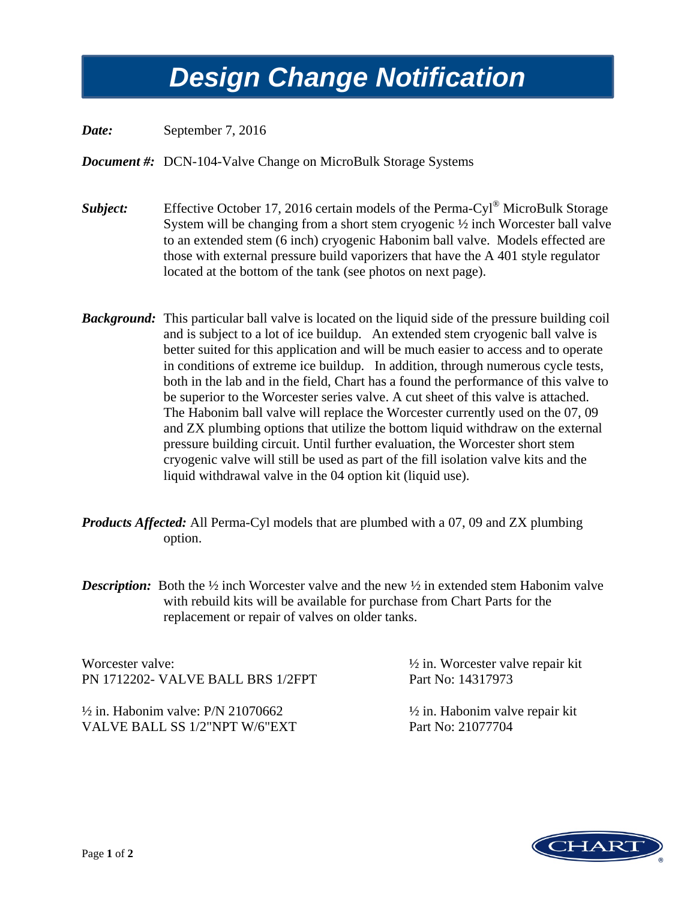# Design Change Notification

***Date:*** September 7, 2016

***Document #:*** DCN-104-Valve Change on MicroBulk Storage Systems

***Subject:*** Effective October 17, 2016 certain models of the Perma-Cyl® MicroBulk Storage System will be changing from a short stem cryogenic ½ inch Worcester ball valve to an extended stem (6 inch) cryogenic Habonim ball valve. Models effected are those with external pressure build vaporizers that have the A 401 style regulator located at the bottom of the tank (see photos on next page).

***Background:*** This particular ball valve is located on the liquid side of the pressure building coil and is subject to a lot of ice buildup. An extended stem cryogenic ball valve is better suited for this application and will be much easier to access and to operate in conditions of extreme ice buildup. In addition, through numerous cycle tests, both in the lab and in the field, Chart has a found the performance of this valve to be superior to the Worcester series valve. A cut sheet of this valve is attached. The Habonim ball valve will replace the Worcester currently used on the 07, 09 and ZX plumbing options that utilize the bottom liquid withdraw on the external pressure building circuit. Until further evaluation, the Worcester short stem cryogenic valve will still be used as part of the fill isolation valve kits and the liquid withdrawal valve in the 04 option kit (liquid use).

***Products Affected:*** All Perma-Cyl models that are plumbed with a 07, 09 and ZX plumbing option.

***Description:*** Both the ½ inch Worcester valve and the new ½ in extended stem Habonim valve with rebuild kits will be available for purchase from Chart Parts for the replacement or repair of valves on older tanks.

Worcester valve:
PN 1712202- VALVE BALL BRS 1/2FPT

½ in. Worcester valve repair kit
Part No: 14317973

½ in. Habonim valve: P/N 21070662
VALVE BALL SS 1/2"NPT W/6"EXT

½ in. Habonim valve repair kit
Part No: 21077704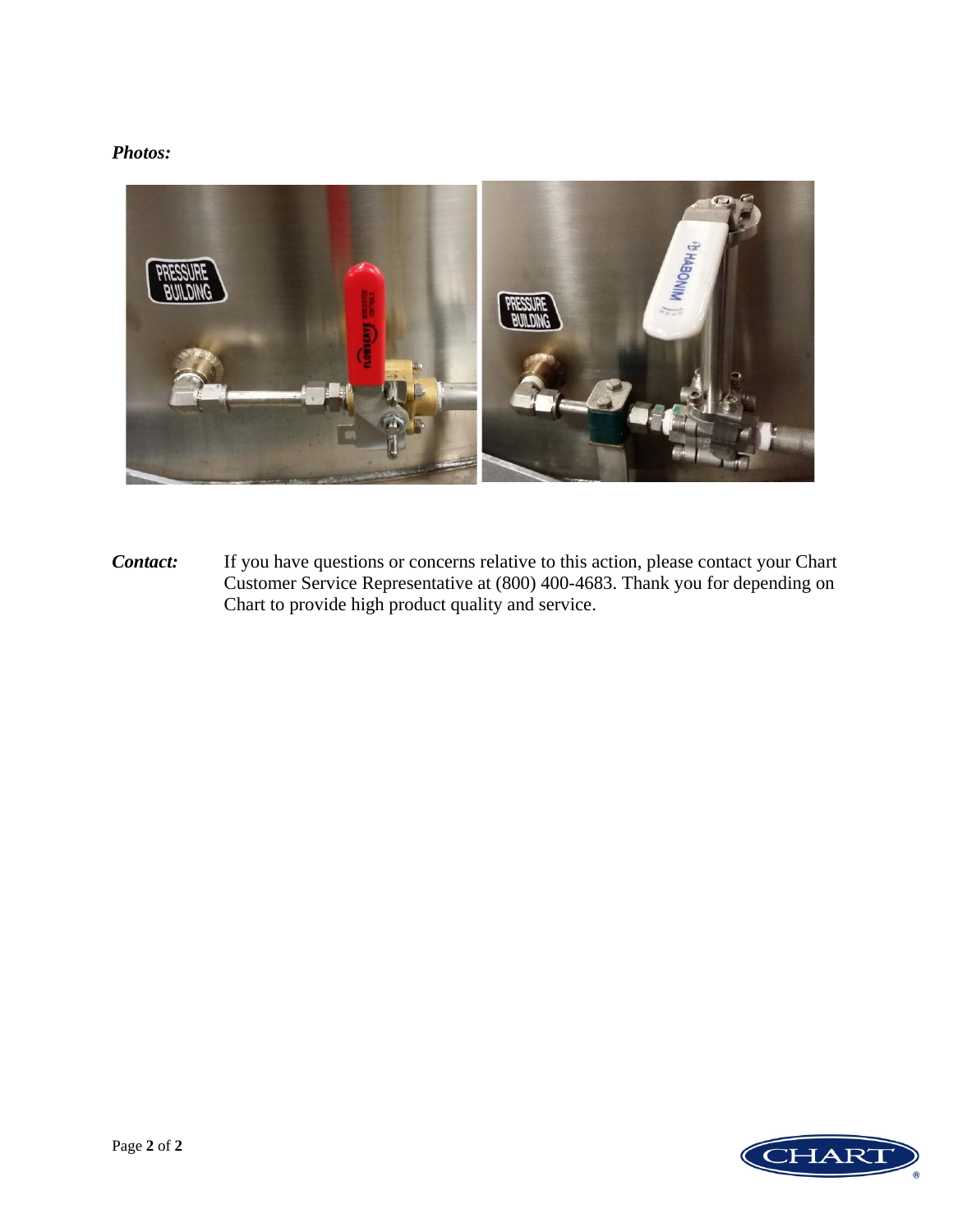***Photos:***

***Contact:*** If you have questions or concerns relative to this action, please contact your Chart Customer Service Representative at (800) 400-4683. Thank you for depending on Chart to provide high product quality and service.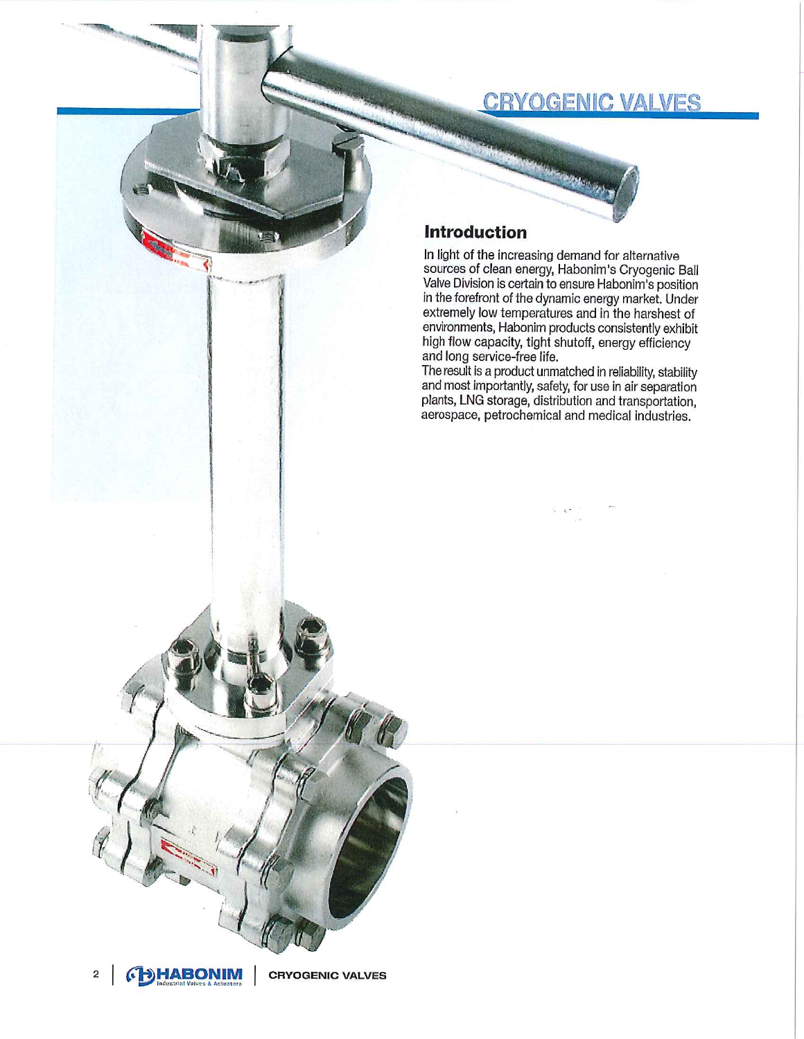# CRYOGENIC VALVES

## Introduction

In light of the increasing demand for alternative sources of clean energy, Habonim's Cryogenic Ball Valve Division is certain to ensure Habonim's position in the forefront of the dynamic energy market. Under extremely low temperatures and in the harshest of environments, Habonim products consistently exhibit high flow capacity, tight shutoff, energy efficiency and long service-free life.

The result is a product unmatched in reliability, stability and most importantly, safety, for use in air separation plants, LNG storage, distribution and transportation, aerospace, petrochemical and medical industries.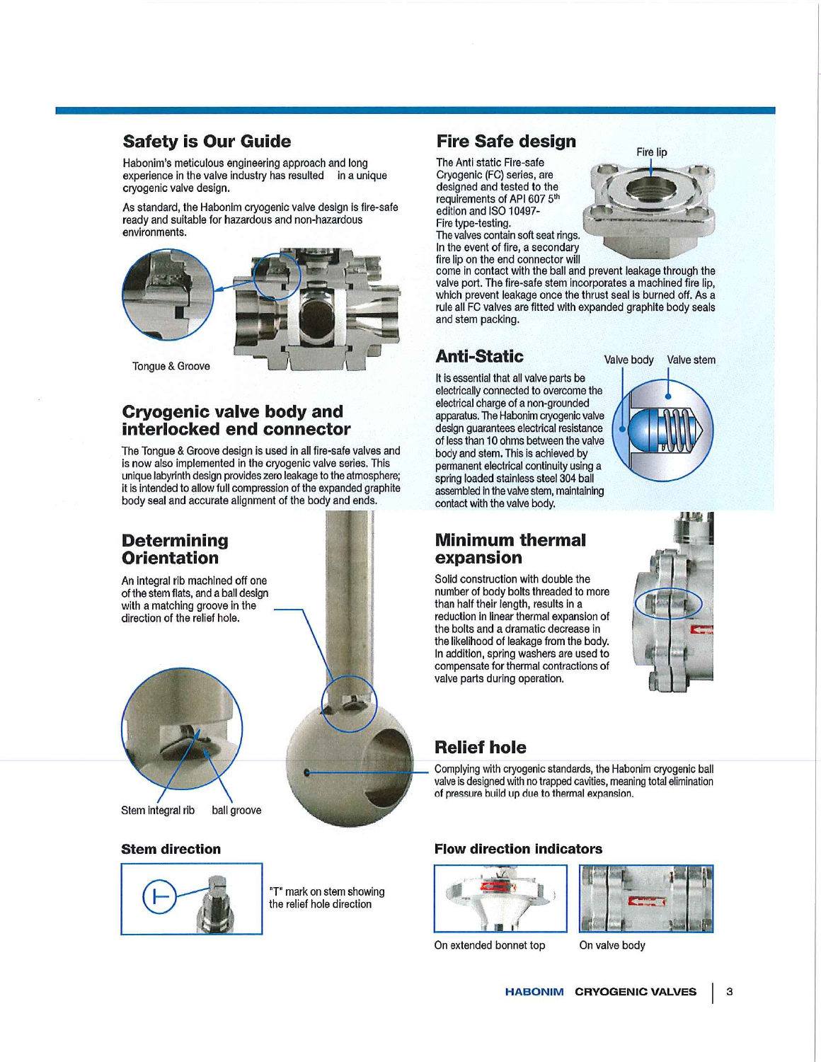## Safety is Our Guide

Habonim's meticulous engineering approach and long experience in the valve industry has resulted in a unique cryogenic valve design.

As standard, the Habonim cryogenic valve design is fire-safe ready and suitable for hazardous and non-hazardous environments.

Tongue & Groove

## Cryogenic valve body and interlocked end connector

The Tongue & Groove design is used in all fire-safe valves and is now also implemented in the cryogenic valve series. This unique labyrinth design provides zero leakage to the atmosphere; it is intended to allow full compression of the expanded graphite body seal and accurate alignment of the body and ends.

## Fire Safe design

Fire lip

The Anti static Fire-safe Cryogenic (FC) series, are designed and tested to the requirements of API 607 5th edition and ISO 10497- Fire type-testing.

The valves contain soft seat rings. In the event of fire, a secondary fire lip on the end connector will come in contact with the ball and prevent leakage through the valve port. The fire-safe stem incorporates a machined fire lip, which prevent leakage once the thrust seal is burned off. As a rule all FC valves are fitted with expanded graphite body seals and stem packing.

## Anti-Static

Valve body

Valve stem

It is essential that all valve parts be electrically connected to overcome the electrical charge of a non-grounded apparatus. The Habonim cryogenic valve design guarantees electrical resistance of less than 10 ohms between the valve body and stem. This is achieved by permanent electrical continuity using a spring loaded stainless steel 304 ball assembled in the valve stem, maintaining contact with the valve body.

## Determining Orientation

An integral rib machined off one of the stem flats, and a ball design with a matching groove in the direction of the relief hole.

Stem integral rib

ball groove

### Stem direction

"T" mark on stem showing the relief hole direction

## Minimum thermal expansion

Solid construction with double the number of body bolts threaded to more than half their length, results in a reduction in linear thermal expansion of the bolts and a dramatic decrease in the likelihood of leakage from the body. In addition, spring washers are used to compensate for thermal contractions of valve parts during operation.

## Relief hole

Complying with cryogenic standards, the Habonim cryogenic ball valve is designed with no trapped cavities, meaning total elimination of pressure build up due to thermal expansion.

### Flow direction indicators

On extended bonnet top

On valve body